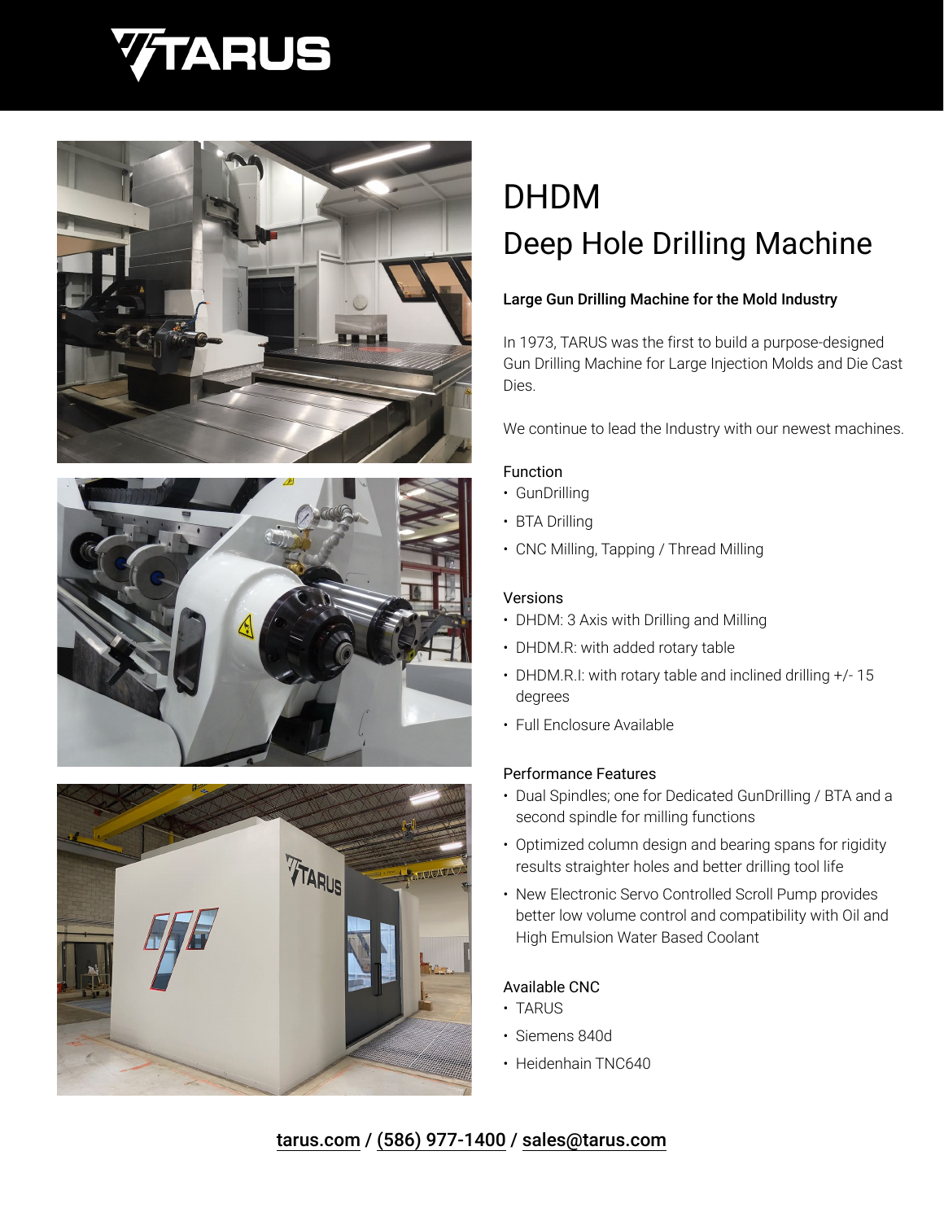# DHDM

## Deep Hole Drilling Machine

**Large Gun Drilling Machine for the Mold Industry**

In 1973, TARUS was the first to build a purpose-designed Gun Drilling Machine for Large Injection Molds and Die Cast Dies.

We continue to lead the Industry with our newest machines.

### Function

- GunDrilling
- BTA Drilling
- CNC Milling, Tapping / Thread Milling

### Versions

- DHDM: 3 Axis with Drilling and Milling
- DHDM.R: with added rotary table
- DHDM.R.I: with rotary table and inclined drilling +/- 15 degrees
- Full Enclosure Available

### Performance Features

- Dual Spindles; one for Dedicated GunDrilling / BTA and a second spindle for milling functions
- Optimized column design and bearing spans for rigidity results straighter holes and better drilling tool life
- New Electronic Servo Controlled Scroll Pump provides better low volume control and compatibility with Oil and High Emulsion Water Based Coolant

### Available CNC

- TARUS
- Siemens 840d
- Heidenhain TNC640

tarus.com / (586) 977-1400 / sales@tarus.com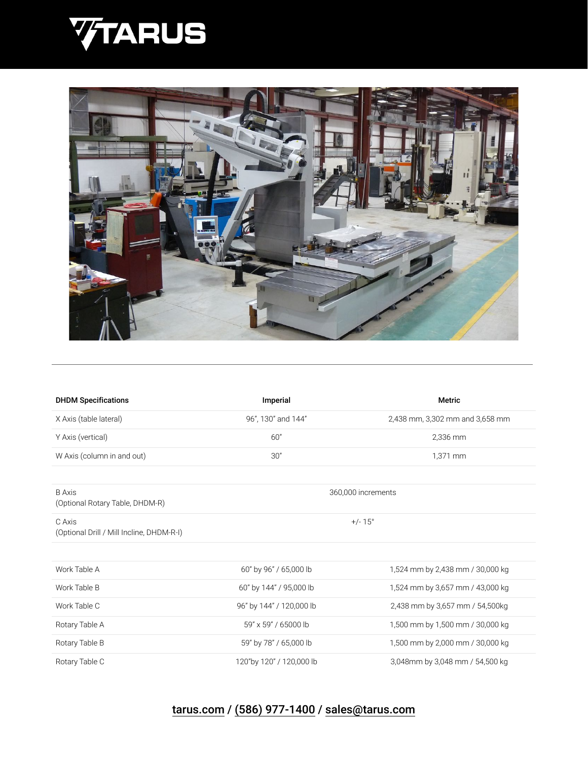| DHDM Specifications | Imperial | Metric |
|---|---|---|
| X Axis (table lateral) | 96", 130" and 144" | 2,438 mm, 3,302 mm and 3,658 mm |
| Y Axis (vertical) | 60" | 2,336 mm |
| W Axis (column in and out) | 30" | 1,371 mm |
| B Axis (Optional Rotary Table, DHDM-R) | 360,000 increments | |
| C Axis (Optional Drill / Mill Incline, DHDM-R-I) | +/- 15° | |
| Work Table A | 60" by 96" / 65,000 lb | 1,524 mm by 2,438 mm / 30,000 kg |
| Work Table B | 60" by 144" / 95,000 lb | 1,524 mm by 3,657 mm / 43,000 kg |
| Work Table C | 96" by 144" / 120,000 lb | 2,438 mm by 3,657 mm / 54,500kg |
| Rotary Table A | 59" x 59" / 65000 lb | 1,500 mm by 1,500 mm / 30,000 kg |
| Rotary Table B | 59" by 78" / 65,000 lb | 1,500 mm by 2,000 mm / 30,000 kg |
| Rotary Table C | 120"by 120" / 120,000 lb | 3,048mm by 3,048 mm / 54,500 kg |

tarus.com / (586) 977-1400 / sales@tarus.com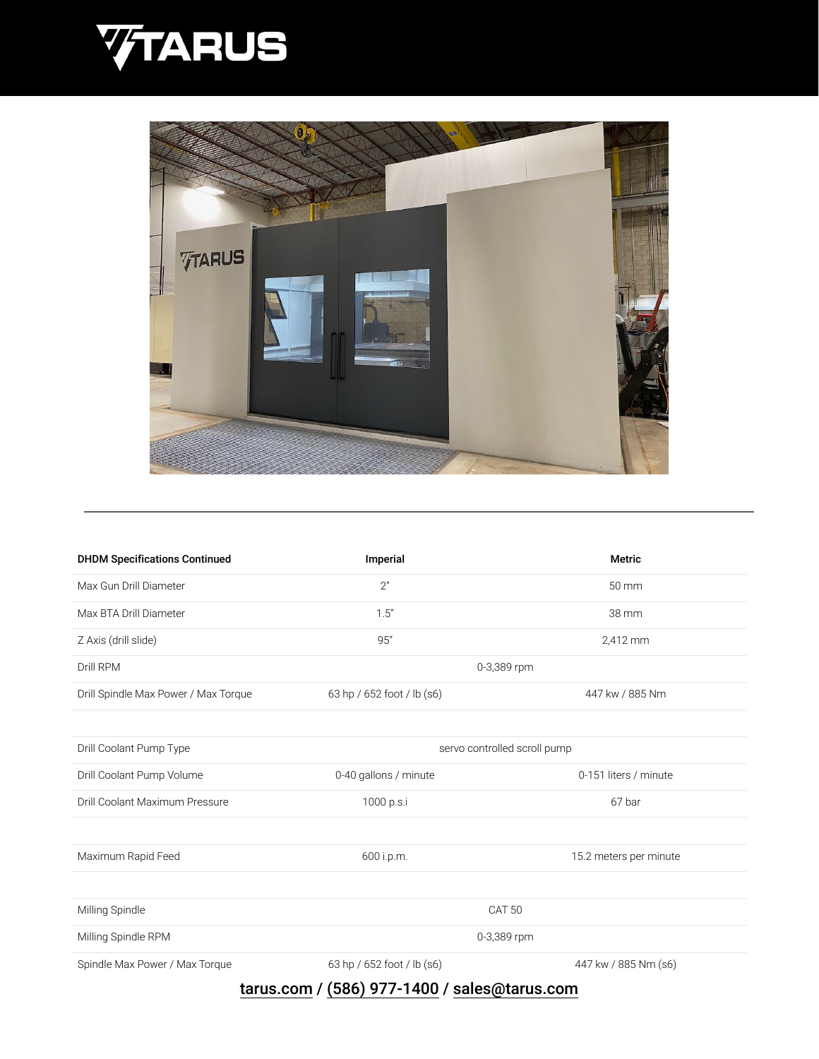| DHDM Specifications Continued | Imperial | Metric |
|---|---|---|
| Max Gun Drill Diameter | 2" | 50 mm |
| Max BTA Drill Diameter | 1.5" | 38 mm |
| Z Axis (drill slide) | 95" | 2,412 mm |
| Drill RPM | 0-3,389 rpm | |
| Drill Spindle Max Power / Max Torque | 63 hp / 652 foot / lb (s6) | 447 kw / 885 Nm |
| | | |
| Drill Coolant Pump Type | servo controlled scroll pump | |
| Drill Coolant Pump Volume | 0-40 gallons / minute | 0-151 liters / minute |
| Drill Coolant Maximum Pressure | 1000 p.s.i | 67 bar |
| | | |
| Maximum Rapid Feed | 600 i.p.m. | 15.2 meters per minute |
| | | |
| Milling Spindle | CAT 50 | |
| Milling Spindle RPM | 0-3,389 rpm | |
| Spindle Max Power / Max Torque | 63 hp / 652 foot / lb (s6) | 447 kw / 885 Nm (s6) |

tarus.com / (586) 977-1400 / sales@tarus.com